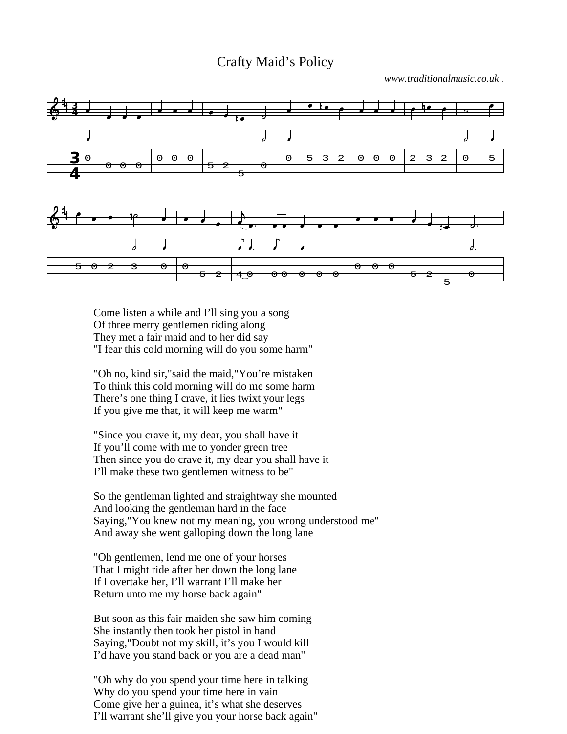# Crafty Maid's Policy

*www.traditionalmusic.co.uk .*

Come listen a while and I'll sing you a song
Of three merry gentlemen riding along
They met a fair maid and to her did say
"I fear this cold morning will do you some harm"

"Oh no, kind sir,"said the maid,"You're mistaken
To think this cold morning will do me some harm
There's one thing I crave, it lies twixt your legs
If you give me that, it will keep me warm"

"Since you crave it, my dear, you shall have it
If you'll come with me to yonder green tree
Then since you do crave it, my dear you shall have it
I'll make these two gentlemen witness to be"

So the gentleman lighted and straightway she mounted
And looking the gentleman hard in the face
Saying,"You knew not my meaning, you wrong understood me"
And away she went galloping down the long lane

"Oh gentlemen, lend me one of your horses
That I might ride after her down the long lane
If I overtake her, I'll warrant I'll make her
Return unto me my horse back again"

But soon as this fair maiden she saw him coming
She instantly then took her pistol in hand
Saying,"Doubt not my skill, it's you I would kill
I'd have you stand back or you are a dead man"

"Oh why do you spend your time here in talking
Why do you spend your time here in vain
Come give her a guinea, it's what she deserves
I'll warrant she'll give you your horse back again"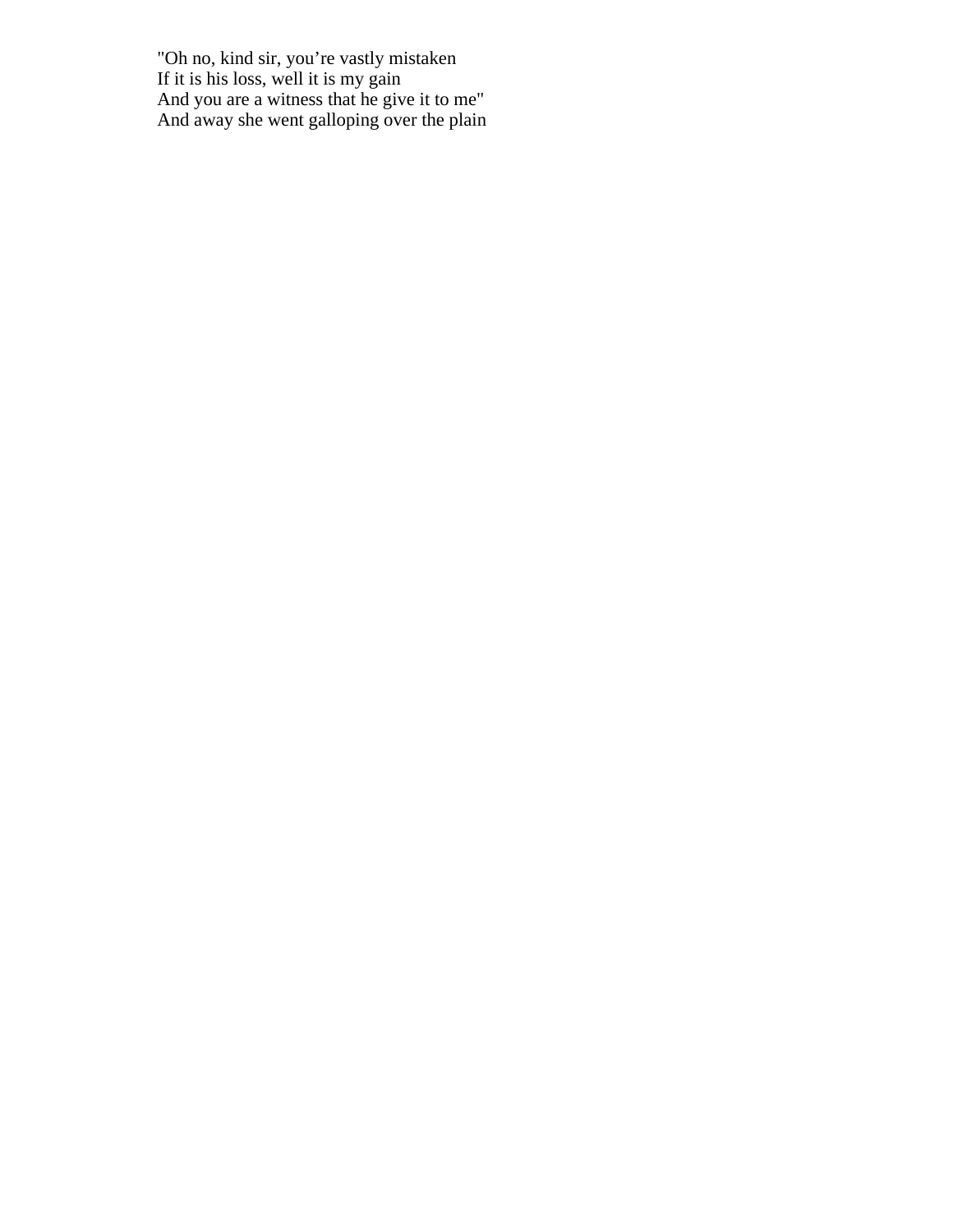"Oh no, kind sir, you’re vastly mistaken
If it is his loss, well it is my gain
And you are a witness that he give it to me"
And away she went galloping over the plain